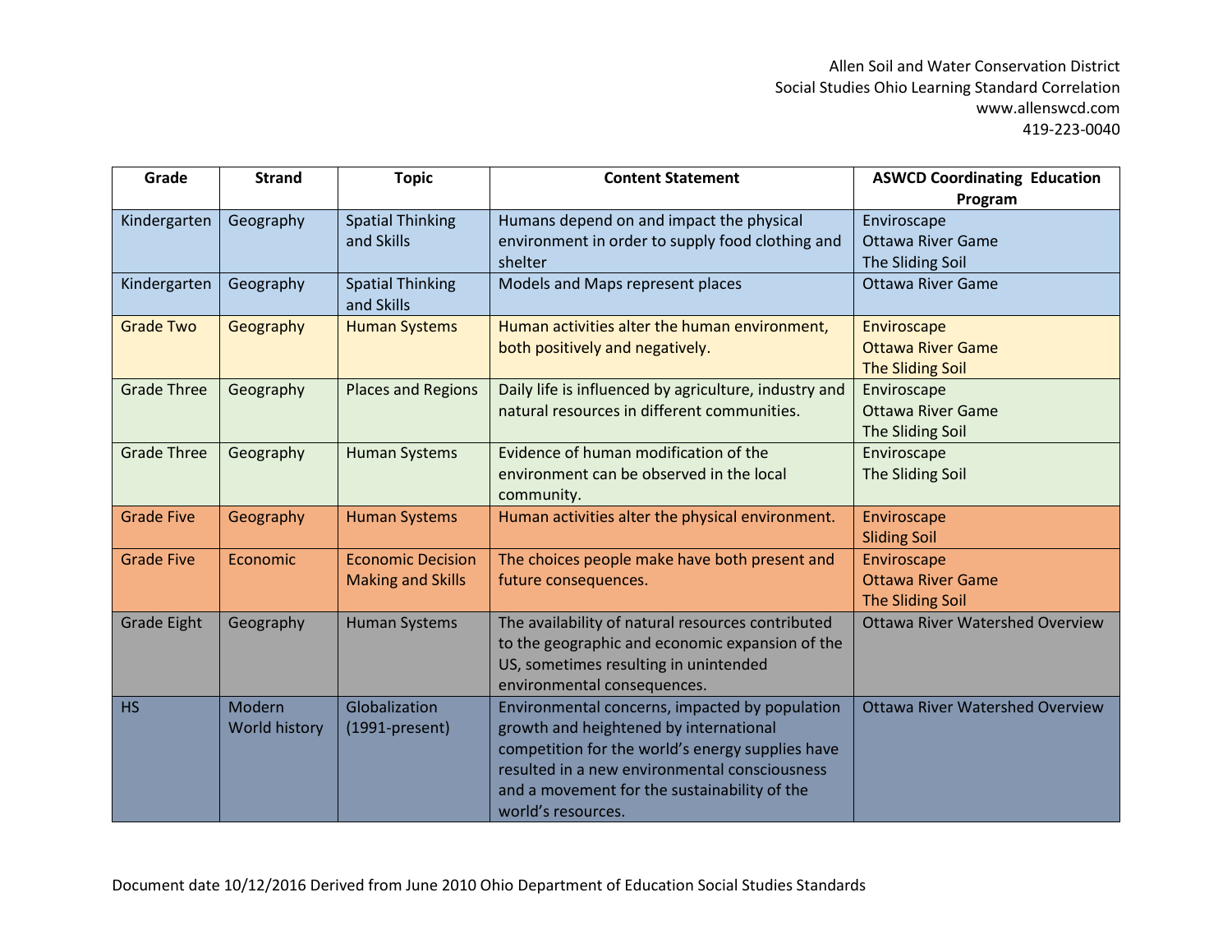Allen Soil and Water Conservation District
Social Studies Ohio Learning Standard Correlation
www.allenswcd.com
419-223-0040

| Grade | Strand | Topic | Content Statement | ASWCD Coordinating Education Program |
|---|---|---|---|---|
| Kindergarten | Geography | Spatial Thinking and Skills | Humans depend on and impact the physical environment in order to supply food clothing and shelter | Enviroscape<br>Ottawa River Game<br>The Sliding Soil |
| Kindergarten | Geography | Spatial Thinking and Skills | Models and Maps represent places | Ottawa River Game |
| Grade Two | Geography | Human Systems | Human activities alter the human environment, both positively and negatively. | Enviroscape<br>Ottawa River Game<br>The Sliding Soil |
| Grade Three | Geography | Places and Regions | Daily life is influenced by agriculture, industry and natural resources in different communities. | Enviroscape<br>Ottawa River Game<br>The Sliding Soil |
| Grade Three | Geography | Human Systems | Evidence of human modification of the environment can be observed in the local community. | Enviroscape<br>The Sliding Soil |
| Grade Five | Geography | Human Systems | Human activities alter the physical environment. | Enviroscape<br>Sliding Soil |
| Grade Five | Economic | Economic Decision Making and Skills | The choices people make have both present and future consequences. | Enviroscape<br>Ottawa River Game<br>The Sliding Soil |
| Grade Eight | Geography | Human Systems | The availability of natural resources contributed to the geographic and economic expansion of the US, sometimes resulting in unintended environmental consequences. | Ottawa River Watershed Overview |
| HS | Modern World history | Globalization (1991-present) | Environmental concerns, impacted by population growth and heightened by international competition for the world's energy supplies have resulted in a new environmental consciousness and a movement for the sustainability of the world's resources. | Ottawa River Watershed Overview |

Document date 10/12/2016 Derived from June 2010 Ohio Department of Education Social Studies Standards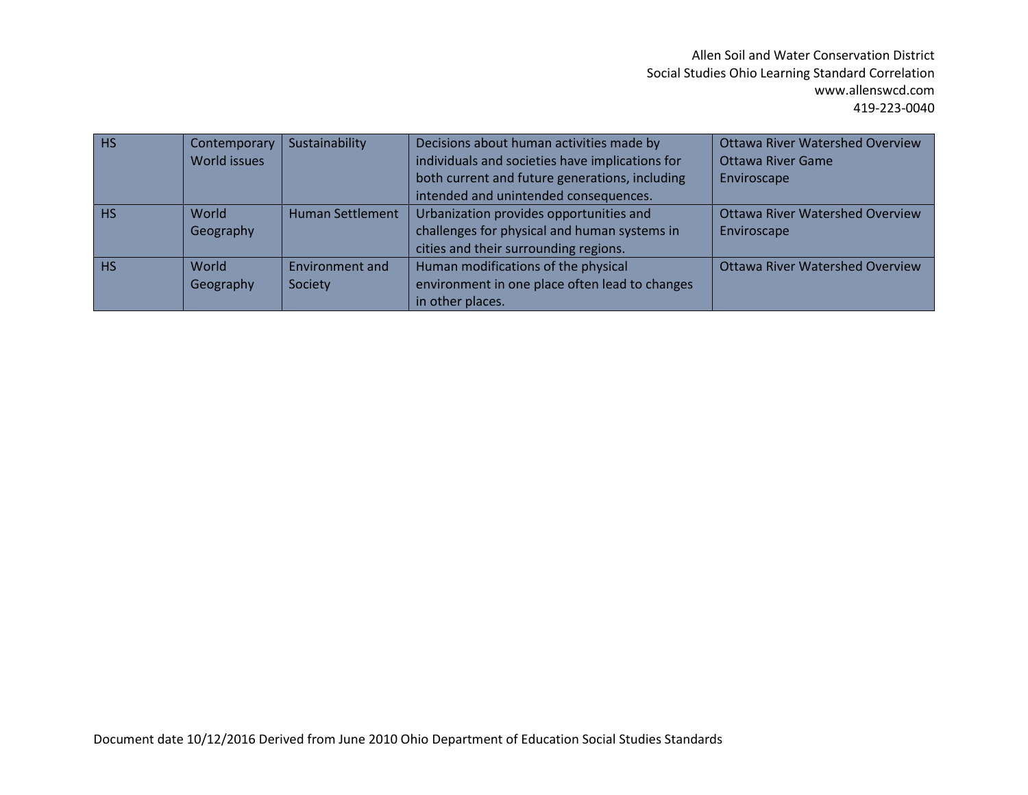| | | | | |
|---|---|---|---|---|
| HS | Contemporary World issues | Sustainability | Decisions about human activities made by individuals and societies have implications for both current and future generations, including intended and unintended consequences. | Ottawa River Watershed Overview<br>Ottawa River Game<br>Enviroscape |
| HS | World Geography | Human Settlement | Urbanization provides opportunities and challenges for physical and human systems in cities and their surrounding regions. | Ottawa River Watershed Overview<br>Enviroscape |
| HS | World Geography | Environment and Society | Human modifications of the physical environment in one place often lead to changes in other places. | Ottawa River Watershed Overview |